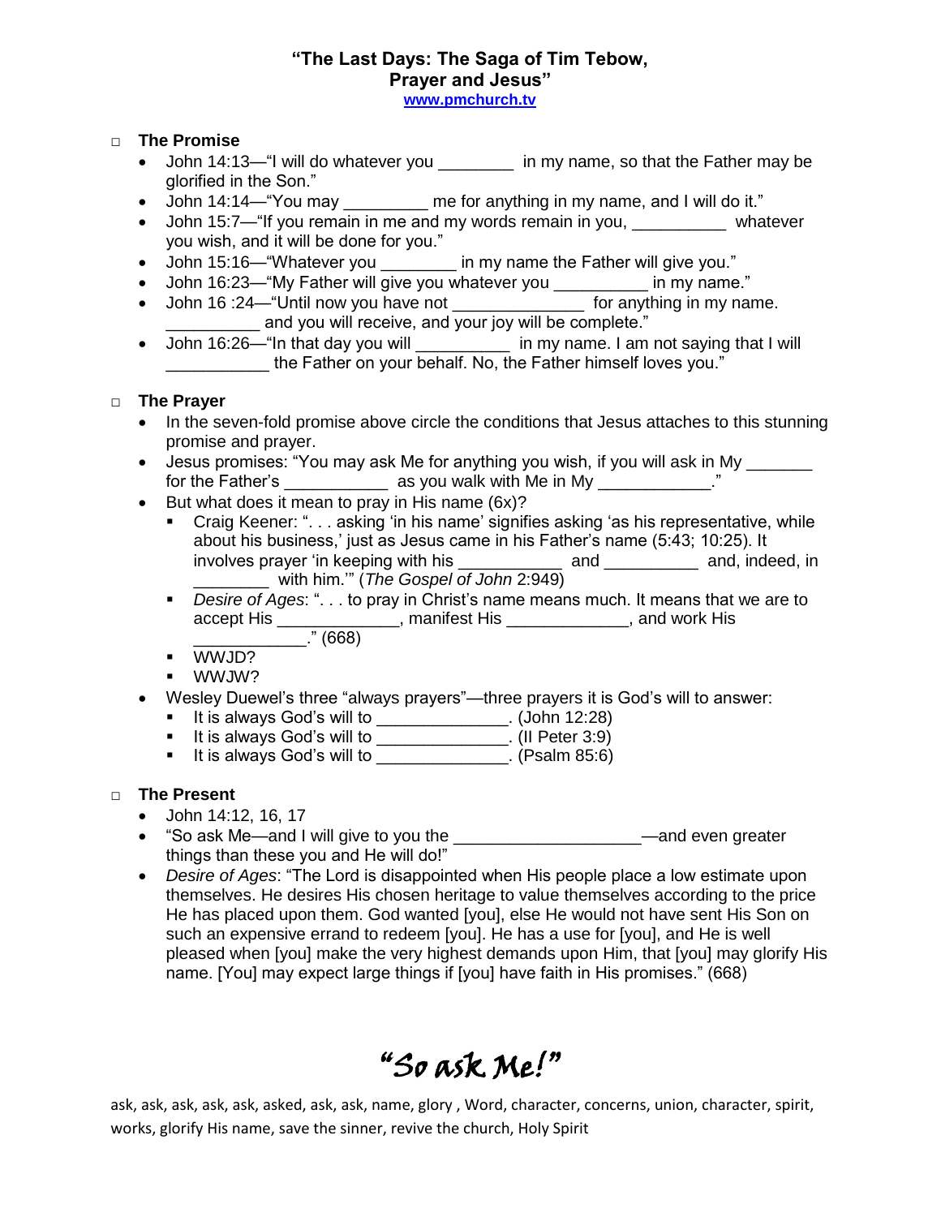# "The Last Days: The Saga of Tim Tebow, Prayer and Jesus"

www.pmchurch.tv

## The Promise

- John 14:13—"I will do whatever you ________ in my name, so that the Father may be glorified in the Son."
- John 14:14—"You may _________ me for anything in my name, and I will do it."
- John 15:7—"If you remain in me and my words remain in you, __________ whatever you wish, and it will be done for you."
- John 15:16—"Whatever you ________ in my name the Father will give you."
- John 16:23—"My Father will give you whatever you __________ in my name."
- John 16 :24—"Until now you have not ______________ for anything in my name. __________ and you will receive, and your joy will be complete."
- John 16:26—"In that day you will __________ in my name. I am not saying that I will ___________ the Father on your behalf. No, the Father himself loves you."

## The Prayer

- In the seven-fold promise above circle the conditions that Jesus attaches to this stunning promise and prayer.
- Jesus promises: "You may ask Me for anything you wish, if you will ask in My _______ for the Father's ___________ as you walk with Me in My ____________."
- But what does it mean to pray in His name (6x)?
  - Craig Keener: ". . . asking 'in his name' signifies asking 'as his representative, while about his business,' just as Jesus came in his Father's name (5:43; 10:25). It involves prayer 'in keeping with his ___________ and __________ and, indeed, in ________ with him.'" (*The Gospel of John* 2:949)
  - *Desire of Ages*: ". . . to pray in Christ's name means much. It means that we are to accept His _____________, manifest His _____________, and work His ____________." (668)
  - WWJD?
  - WWJW?
- Wesley Duewel's three "always prayers"—three prayers it is God's will to answer:
  - It is always God's will to ______________. (John 12:28)
  - It is always God's will to ______________. (II Peter 3:9)
  - It is always God's will to ______________. (Psalm 85:6)

## The Present

- John 14:12, 16, 17
- "So ask Me—and I will give to you the ___________________—and even greater things than these you and He will do!"
- *Desire of Ages*: "The Lord is disappointed when His people place a low estimate upon themselves. He desires His chosen heritage to value themselves according to the price He has placed upon them. God wanted [you], else He would not have sent His Son on such an expensive errand to redeem [you]. He has a use for [you], and He is well pleased when [you] make the very highest demands upon Him, that [you] may glorify His name. [You] may expect large things if [you] have faith in His promises." (668)

# "So ask Me!"

ask, ask, ask, ask, ask, asked, ask, ask, name, glory , Word, character, concerns, union, character, spirit, works, glorify His name, save the sinner, revive the church, Holy Spirit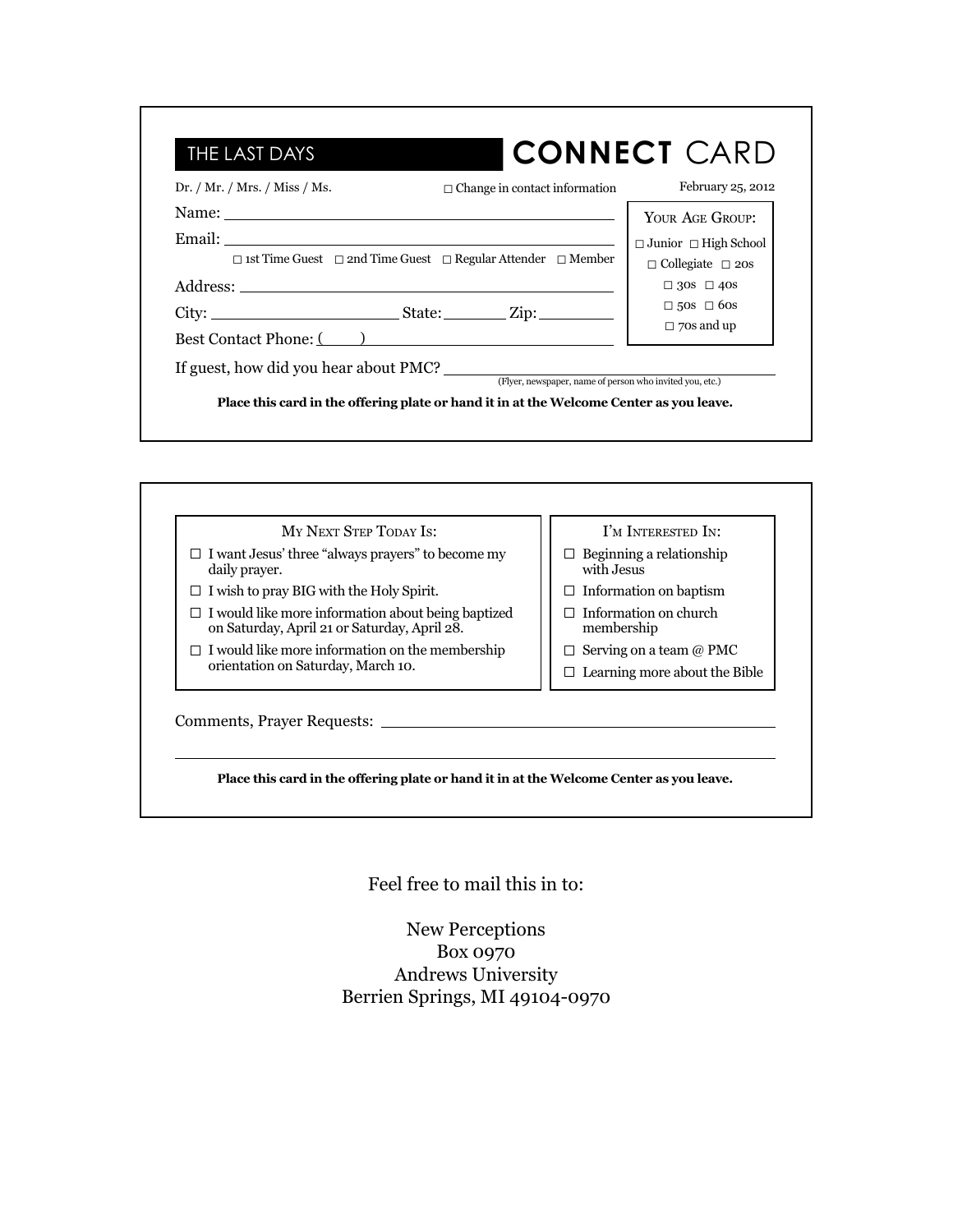THE LAST DAYS **CONNECT** CARD

Dr. / Mr. / Mrs. / Miss / Ms. ☐ Change in contact information February 25, 2012

Name: ______________________________

Email: ______________________________

☐ 1st Time Guest ☐ 2nd Time Guest ☐ Regular Attender ☐ Member

Address: ______________________________

City: ____________ State: ______ Zip: ______

Best Contact Phone: (    ) ______________________________

YOUR AGE GROUP:

☐ Junior ☐ High School
☐ Collegiate ☐ 20s
☐ 30s ☐ 40s
☐ 50s ☐ 60s
☐ 70s and up

If guest, how did you hear about PMC? ______________________________
(Flyer, newspaper, name of person who invited you, etc.)

**Place this card in the offering plate or hand it in at the Welcome Center as you leave.**

MY NEXT STEP TODAY IS:

- ☐ I want Jesus' three "always prayers" to become my daily prayer.
- ☐ I wish to pray BIG with the Holy Spirit.
- ☐ I would like more information about being baptized on Saturday, April 21 or Saturday, April 28.
- ☐ I would like more information on the membership orientation on Saturday, March 10.

I'M INTERESTED IN:

- ☐ Beginning a relationship with Jesus
- ☐ Information on baptism
- ☐ Information on church membership
- ☐ Serving on a team @ PMC
- ☐ Learning more about the Bible

Comments, Prayer Requests: ______________________________

______________________________

**Place this card in the offering plate or hand it in at the Welcome Center as you leave.**

Feel free to mail this in to:

New Perceptions
Box 0970
Andrews University
Berrien Springs, MI 49104-0970